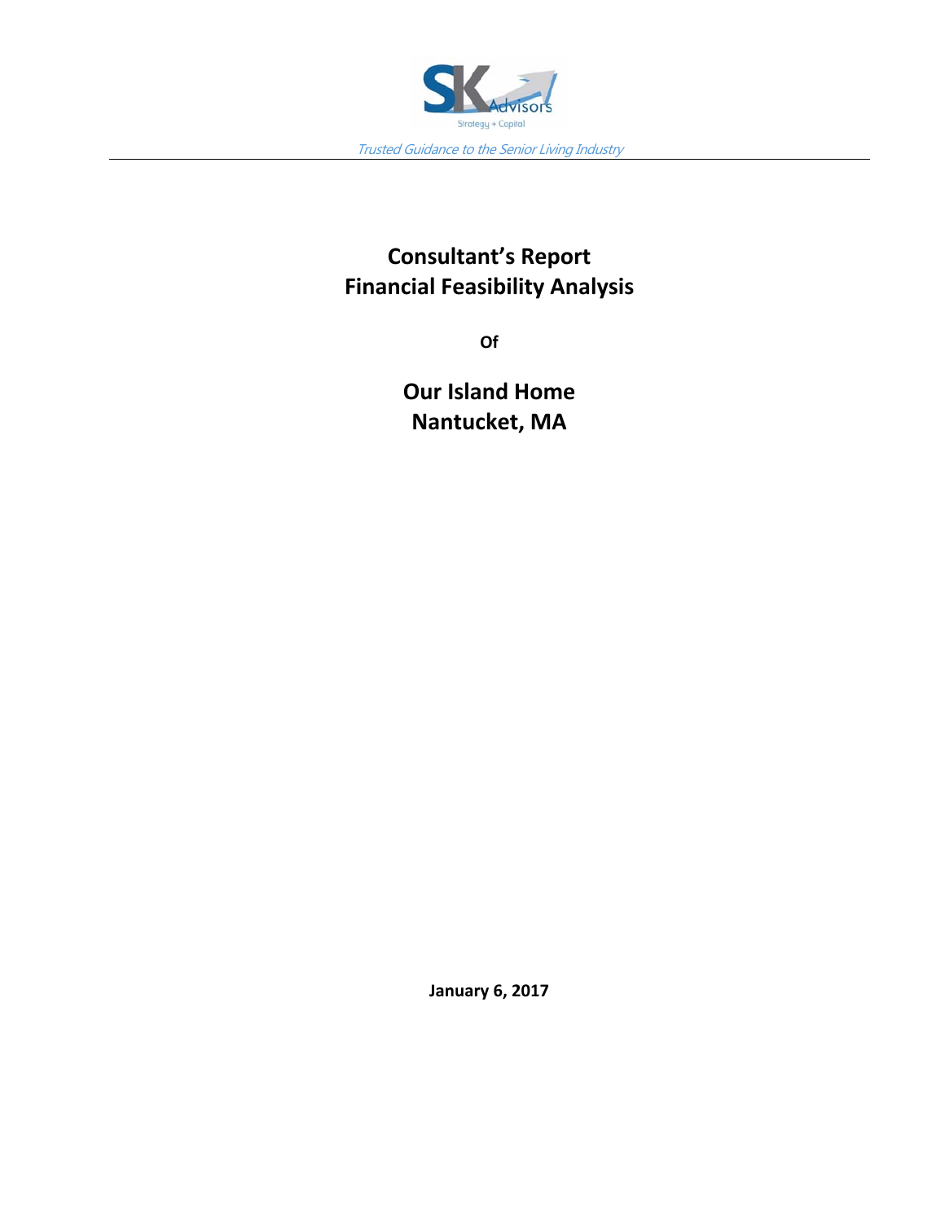SK Advisors

Strategy + Capital

*Trusted Guidance to the Senior Living Industry*

# Consultant's Report
# Financial Feasibility Analysis

**Of**

## Our Island Home
## Nantucket, MA

**January 6, 2017**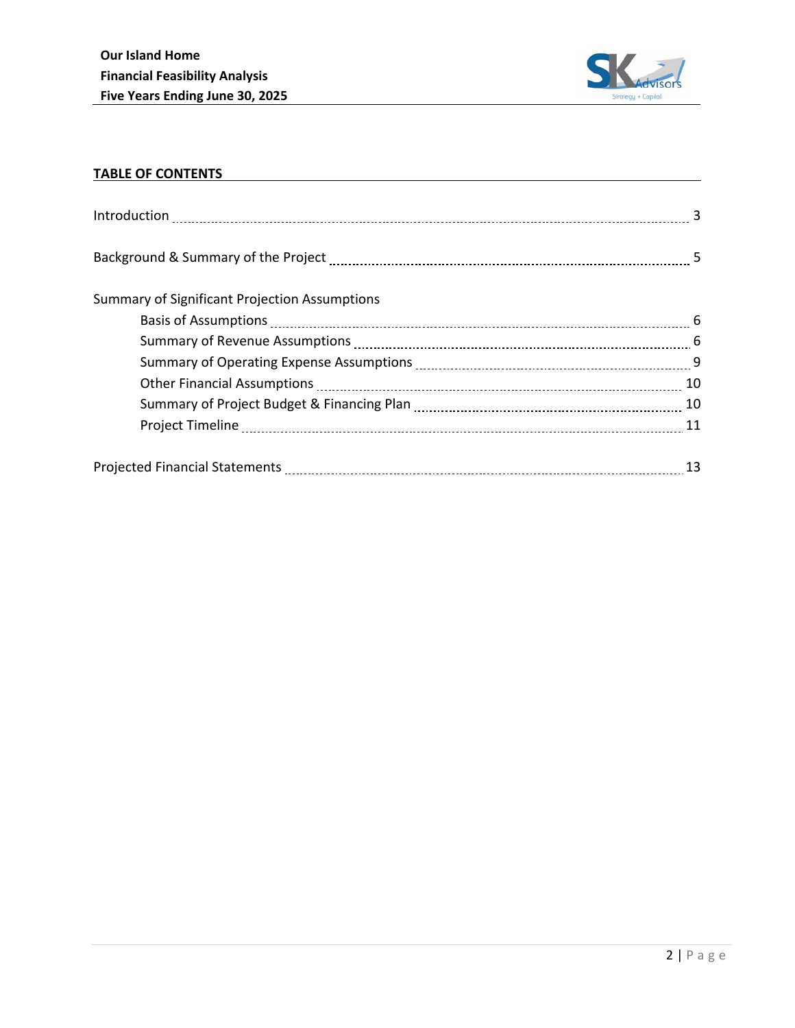## TABLE OF CONTENTS

| | |
|---|---|
| Introduction | 3 |
| Background & Summary of the Project | 5 |
| Summary of Significant Projection Assumptions | |
| &nbsp;&nbsp;&nbsp;&nbsp;Basis of Assumptions | 6 |
| &nbsp;&nbsp;&nbsp;&nbsp;Summary of Revenue Assumptions | 6 |
| &nbsp;&nbsp;&nbsp;&nbsp;Summary of Operating Expense Assumptions | 9 |
| &nbsp;&nbsp;&nbsp;&nbsp;Other Financial Assumptions | 10 |
| &nbsp;&nbsp;&nbsp;&nbsp;Summary of Project Budget & Financing Plan | 10 |
| &nbsp;&nbsp;&nbsp;&nbsp;Project Timeline | 11 |
| Projected Financial Statements | 13 |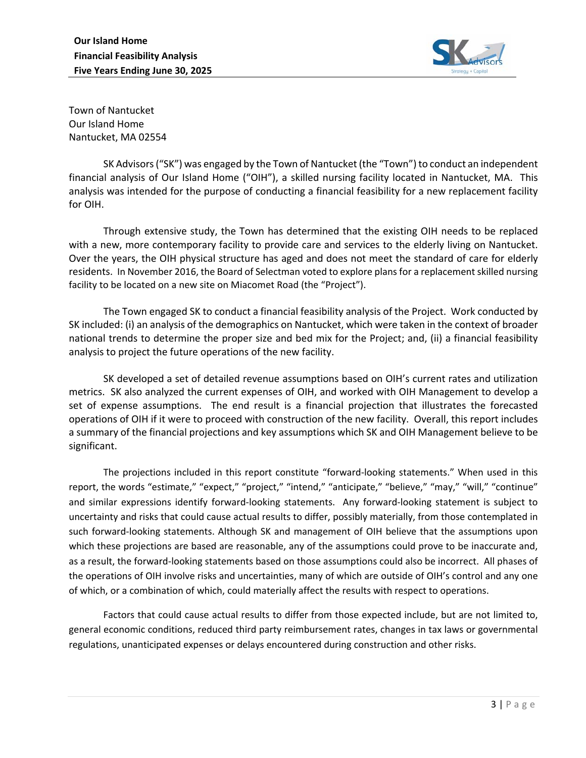Town of Nantucket
Our Island Home
Nantucket, MA 02554

SK Advisors ("SK") was engaged by the Town of Nantucket (the "Town") to conduct an independent financial analysis of Our Island Home ("OIH"), a skilled nursing facility located in Nantucket, MA. This analysis was intended for the purpose of conducting a financial feasibility for a new replacement facility for OIH.

Through extensive study, the Town has determined that the existing OIH needs to be replaced with a new, more contemporary facility to provide care and services to the elderly living on Nantucket. Over the years, the OIH physical structure has aged and does not meet the standard of care for elderly residents. In November 2016, the Board of Selectman voted to explore plans for a replacement skilled nursing facility to be located on a new site on Miacomet Road (the "Project").

The Town engaged SK to conduct a financial feasibility analysis of the Project. Work conducted by SK included: (i) an analysis of the demographics on Nantucket, which were taken in the context of broader national trends to determine the proper size and bed mix for the Project; and, (ii) a financial feasibility analysis to project the future operations of the new facility.

SK developed a set of detailed revenue assumptions based on OIH's current rates and utilization metrics. SK also analyzed the current expenses of OIH, and worked with OIH Management to develop a set of expense assumptions. The end result is a financial projection that illustrates the forecasted operations of OIH if it were to proceed with construction of the new facility. Overall, this report includes a summary of the financial projections and key assumptions which SK and OIH Management believe to be significant.

The projections included in this report constitute "forward-looking statements." When used in this report, the words "estimate," "expect," "project," "intend," "anticipate," "believe," "may," "will," "continue" and similar expressions identify forward-looking statements. Any forward-looking statement is subject to uncertainty and risks that could cause actual results to differ, possibly materially, from those contemplated in such forward-looking statements. Although SK and management of OIH believe that the assumptions upon which these projections are based are reasonable, any of the assumptions could prove to be inaccurate and, as a result, the forward-looking statements based on those assumptions could also be incorrect. All phases of the operations of OIH involve risks and uncertainties, many of which are outside of OIH's control and any one of which, or a combination of which, could materially affect the results with respect to operations.

Factors that could cause actual results to differ from those expected include, but are not limited to, general economic conditions, reduced third party reimbursement rates, changes in tax laws or governmental regulations, unanticipated expenses or delays encountered during construction and other risks.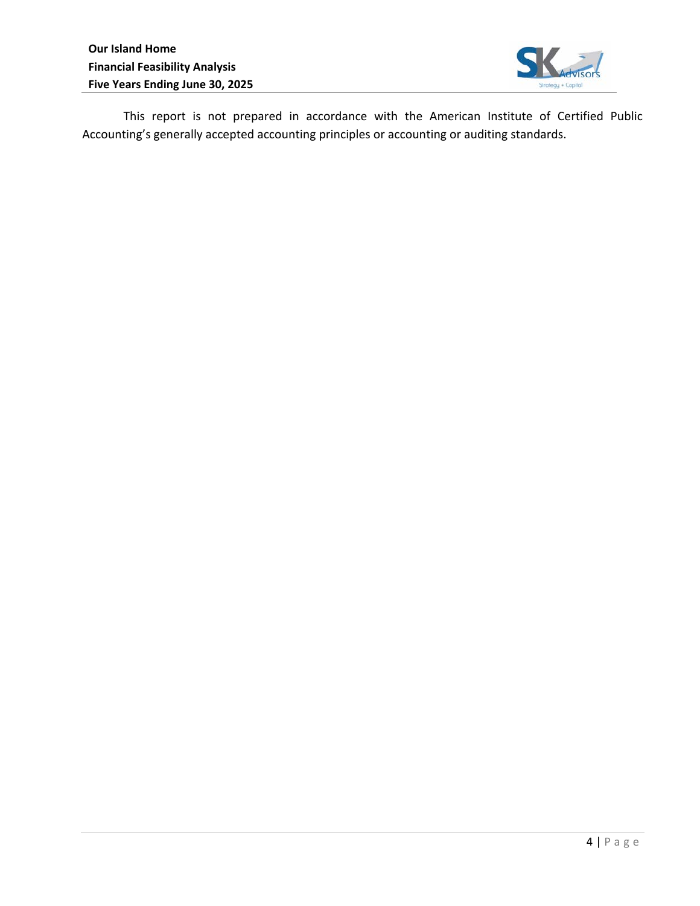This report is not prepared in accordance with the American Institute of Certified Public Accounting's generally accepted accounting principles or accounting or auditing standards.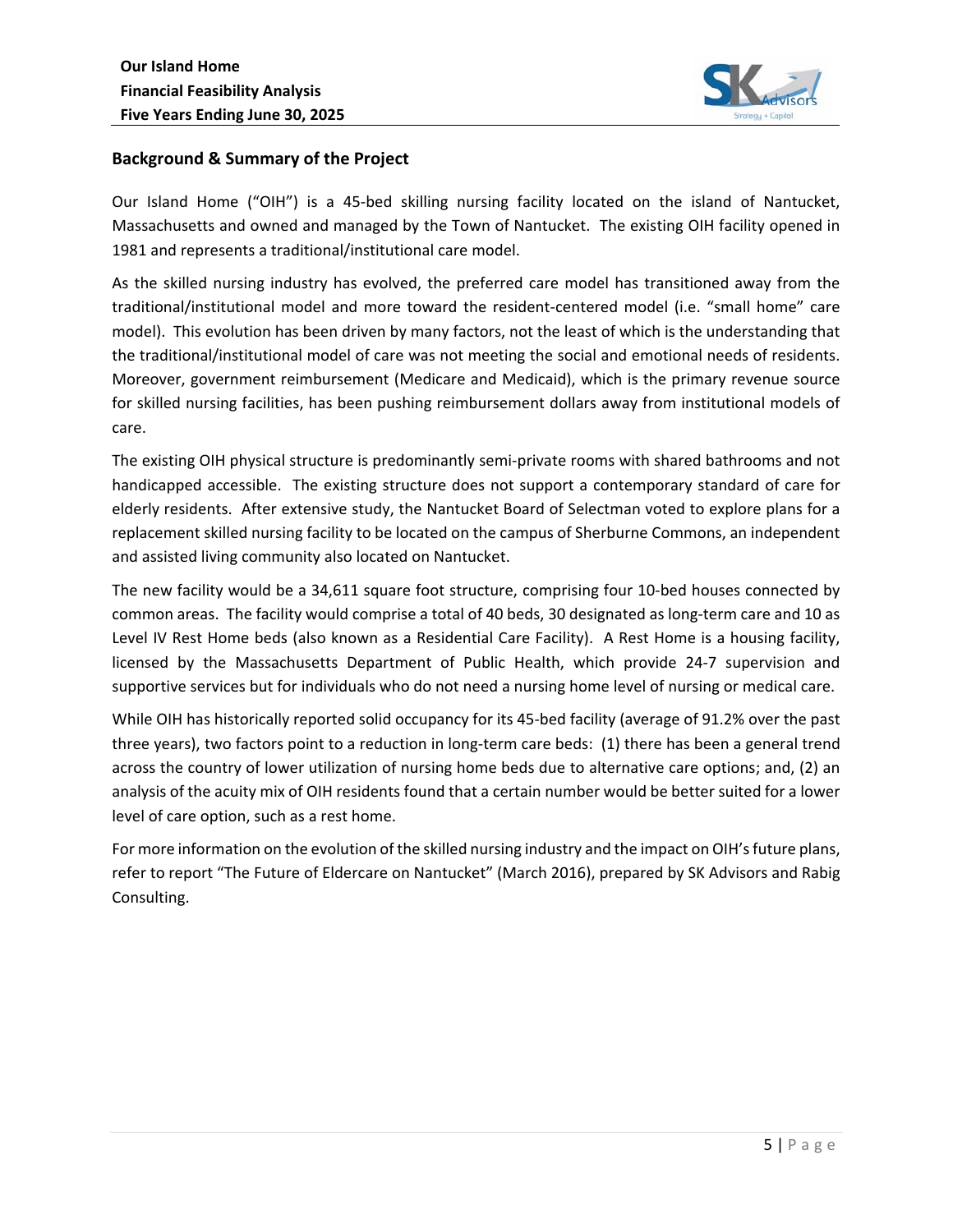## Background & Summary of the Project

Our Island Home ("OIH") is a 45-bed skilling nursing facility located on the island of Nantucket, Massachusetts and owned and managed by the Town of Nantucket. The existing OIH facility opened in 1981 and represents a traditional/institutional care model.

As the skilled nursing industry has evolved, the preferred care model has transitioned away from the traditional/institutional model and more toward the resident-centered model (i.e. "small home" care model). This evolution has been driven by many factors, not the least of which is the understanding that the traditional/institutional model of care was not meeting the social and emotional needs of residents. Moreover, government reimbursement (Medicare and Medicaid), which is the primary revenue source for skilled nursing facilities, has been pushing reimbursement dollars away from institutional models of care.

The existing OIH physical structure is predominantly semi-private rooms with shared bathrooms and not handicapped accessible. The existing structure does not support a contemporary standard of care for elderly residents. After extensive study, the Nantucket Board of Selectman voted to explore plans for a replacement skilled nursing facility to be located on the campus of Sherburne Commons, an independent and assisted living community also located on Nantucket.

The new facility would be a 34,611 square foot structure, comprising four 10-bed houses connected by common areas. The facility would comprise a total of 40 beds, 30 designated as long-term care and 10 as Level IV Rest Home beds (also known as a Residential Care Facility). A Rest Home is a housing facility, licensed by the Massachusetts Department of Public Health, which provide 24-7 supervision and supportive services but for individuals who do not need a nursing home level of nursing or medical care.

While OIH has historically reported solid occupancy for its 45-bed facility (average of 91.2% over the past three years), two factors point to a reduction in long-term care beds: (1) there has been a general trend across the country of lower utilization of nursing home beds due to alternative care options; and, (2) an analysis of the acuity mix of OIH residents found that a certain number would be better suited for a lower level of care option, such as a rest home.

For more information on the evolution of the skilled nursing industry and the impact on OIH's future plans, refer to report "The Future of Eldercare on Nantucket" (March 2016), prepared by SK Advisors and Rabig Consulting.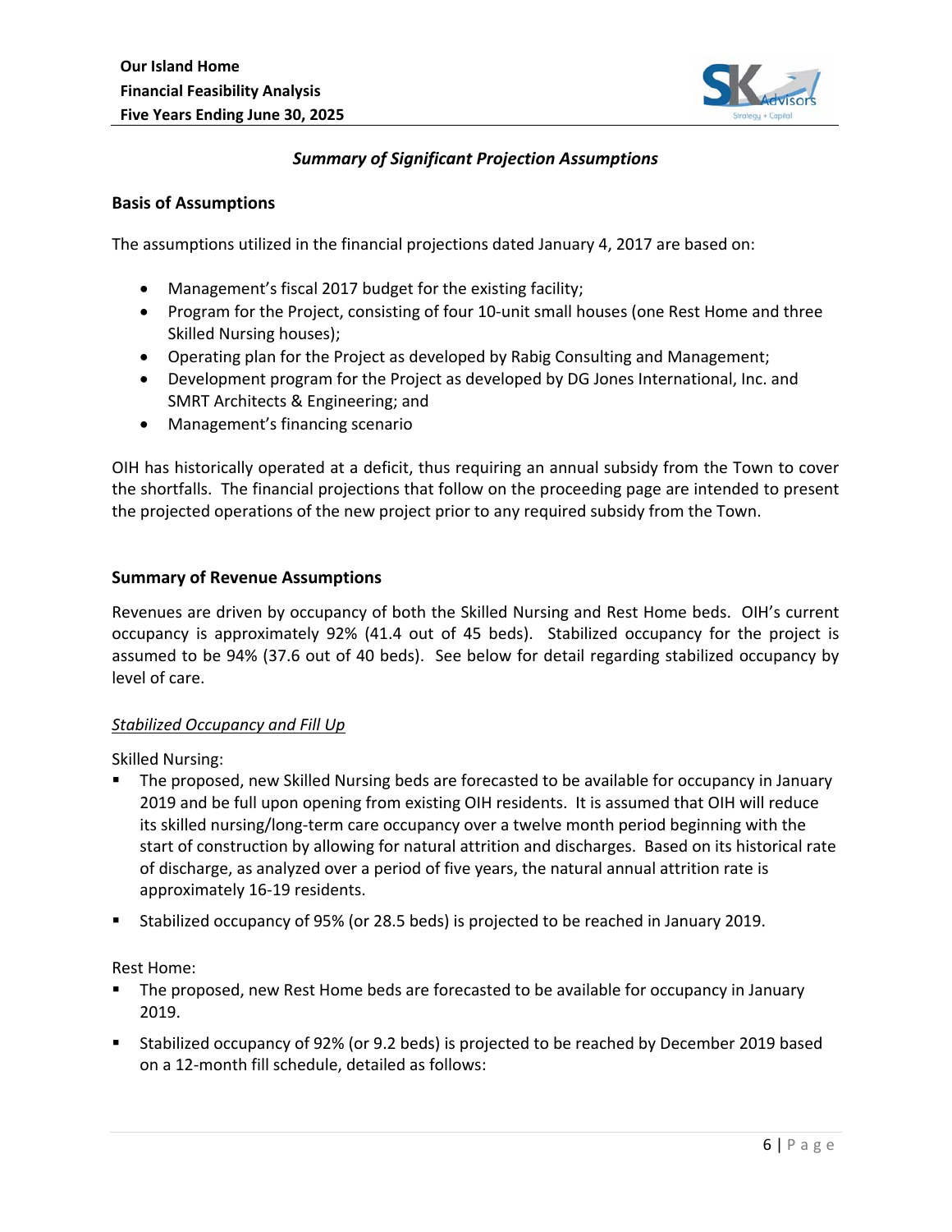## Summary of Significant Projection Assumptions

### Basis of Assumptions

The assumptions utilized in the financial projections dated January 4, 2017 are based on:

- Management's fiscal 2017 budget for the existing facility;
- Program for the Project, consisting of four 10-unit small houses (one Rest Home and three Skilled Nursing houses);
- Operating plan for the Project as developed by Rabig Consulting and Management;
- Development program for the Project as developed by DG Jones International, Inc. and SMRT Architects & Engineering; and
- Management's financing scenario

OIH has historically operated at a deficit, thus requiring an annual subsidy from the Town to cover the shortfalls. The financial projections that follow on the proceeding page are intended to present the projected operations of the new project prior to any required subsidy from the Town.

### Summary of Revenue Assumptions

Revenues are driven by occupancy of both the Skilled Nursing and Rest Home beds. OIH's current occupancy is approximately 92% (41.4 out of 45 beds). Stabilized occupancy for the project is assumed to be 94% (37.6 out of 40 beds). See below for detail regarding stabilized occupancy by level of care.

*Stabilized Occupancy and Fill Up*

Skilled Nursing:

- The proposed, new Skilled Nursing beds are forecasted to be available for occupancy in January 2019 and be full upon opening from existing OIH residents. It is assumed that OIH will reduce its skilled nursing/long-term care occupancy over a twelve month period beginning with the start of construction by allowing for natural attrition and discharges. Based on its historical rate of discharge, as analyzed over a period of five years, the natural annual attrition rate is approximately 16-19 residents.
- Stabilized occupancy of 95% (or 28.5 beds) is projected to be reached in January 2019.

Rest Home:

- The proposed, new Rest Home beds are forecasted to be available for occupancy in January 2019.
- Stabilized occupancy of 92% (or 9.2 beds) is projected to be reached by December 2019 based on a 12-month fill schedule, detailed as follows: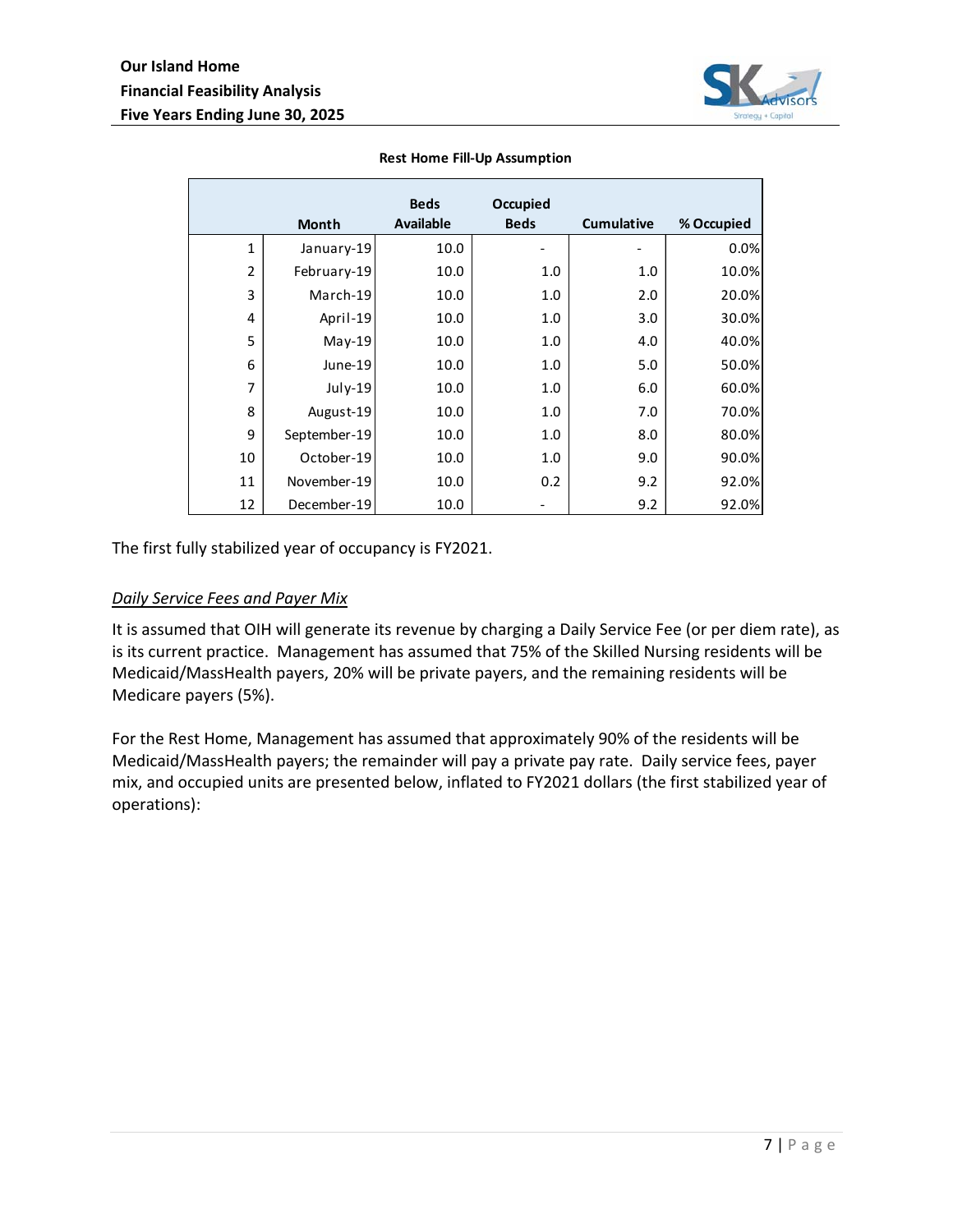**Rest Home Fill-Up Assumption**

| | Month | Beds Available | Occupied Beds | Cumulative | % Occupied |
|---|---|---|---|---|---|
| 1 | January-19 | 10.0 | - | - | 0.0% |
| 2 | February-19 | 10.0 | 1.0 | 1.0 | 10.0% |
| 3 | March-19 | 10.0 | 1.0 | 2.0 | 20.0% |
| 4 | April-19 | 10.0 | 1.0 | 3.0 | 30.0% |
| 5 | May-19 | 10.0 | 1.0 | 4.0 | 40.0% |
| 6 | June-19 | 10.0 | 1.0 | 5.0 | 50.0% |
| 7 | July-19 | 10.0 | 1.0 | 6.0 | 60.0% |
| 8 | August-19 | 10.0 | 1.0 | 7.0 | 70.0% |
| 9 | September-19 | 10.0 | 1.0 | 8.0 | 80.0% |
| 10 | October-19 | 10.0 | 1.0 | 9.0 | 90.0% |
| 11 | November-19 | 10.0 | 0.2 | 9.2 | 92.0% |
| 12 | December-19 | 10.0 | - | 9.2 | 92.0% |

The first fully stabilized year of occupancy is FY2021.

*Daily Service Fees and Payer Mix*

It is assumed that OIH will generate its revenue by charging a Daily Service Fee (or per diem rate), as is its current practice. Management has assumed that 75% of the Skilled Nursing residents will be Medicaid/MassHealth payers, 20% will be private payers, and the remaining residents will be Medicare payers (5%).

For the Rest Home, Management has assumed that approximately 90% of the residents will be Medicaid/MassHealth payers; the remainder will pay a private pay rate. Daily service fees, payer mix, and occupied units are presented below, inflated to FY2021 dollars (the first stabilized year of operations):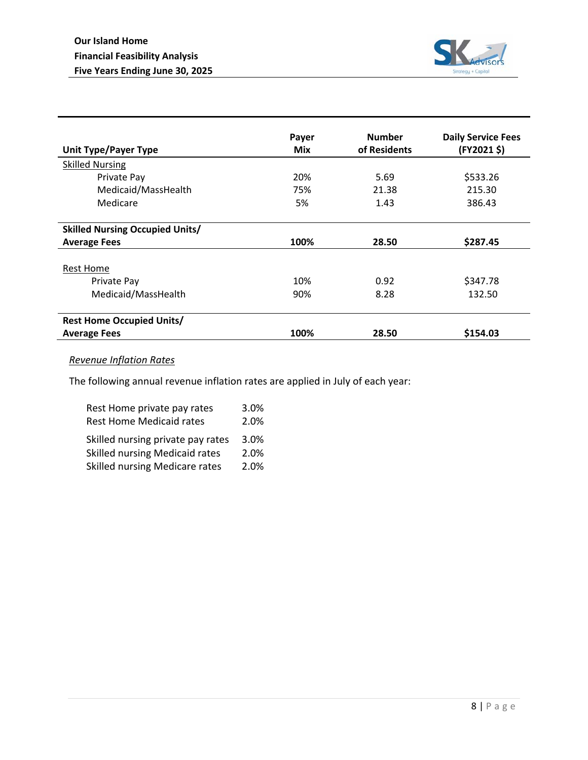| Unit Type/Payer Type | Payer Mix | Number of Residents | Daily Service Fees (FY2021 $) |
|---|---|---|---|
| Skilled Nursing | | | |
| Private Pay | 20% | 5.69 | $533.26 |
| Medicaid/MassHealth | 75% | 21.38 | 215.30 |
| Medicare | 5% | 1.43 | 386.43 |
| **Skilled Nursing Occupied Units/ Average Fees** | **100%** | **28.50** | **$287.45** |
| Rest Home | | | |
| Private Pay | 10% | 0.92 | $347.78 |
| Medicaid/MassHealth | 90% | 8.28 | 132.50 |
| **Rest Home Occupied Units/ Average Fees** | **100%** | **28.50** | **$154.03** |

*Revenue Inflation Rates*

The following annual revenue inflation rates are applied in July of each year:

| | |
|---|---|
| Rest Home private pay rates | 3.0% |
| Rest Home Medicaid rates | 2.0% |
| Skilled nursing private pay rates | 3.0% |
| Skilled nursing Medicaid rates | 2.0% |
| Skilled nursing Medicare rates | 2.0% |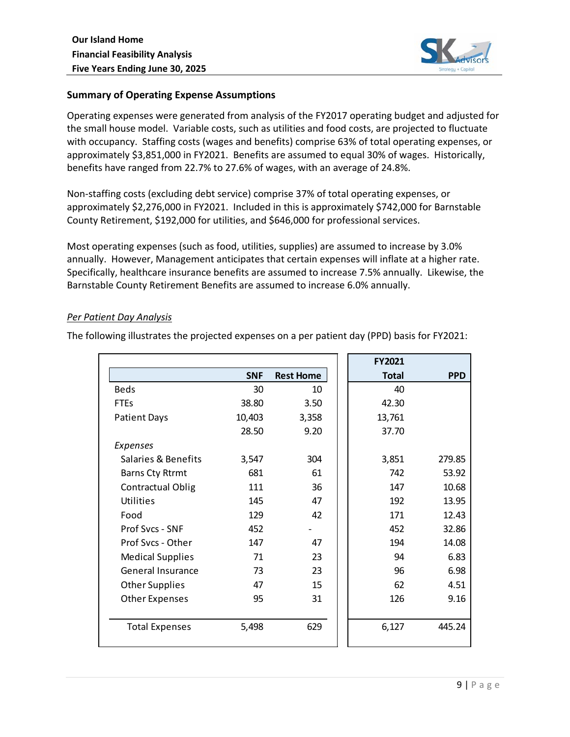## Summary of Operating Expense Assumptions

Operating expenses were generated from analysis of the FY2017 operating budget and adjusted for the small house model. Variable costs, such as utilities and food costs, are projected to fluctuate with occupancy. Staffing costs (wages and benefits) comprise 63% of total operating expenses, or approximately $3,851,000 in FY2021. Benefits are assumed to equal 30% of wages. Historically, benefits have ranged from 22.7% to 27.6% of wages, with an average of 24.8%.

Non-staffing costs (excluding debt service) comprise 37% of total operating expenses, or approximately $2,276,000 in FY2021. Included in this is approximately $742,000 for Barnstable County Retirement, $192,000 for utilities, and $646,000 for professional services.

Most operating expenses (such as food, utilities, supplies) are assumed to increase by 3.0% annually. However, Management anticipates that certain expenses will inflate at a higher rate. Specifically, healthcare insurance benefits are assumed to increase 7.5% annually. Likewise, the Barnstable County Retirement Benefits are assumed to increase 6.0% annually.

*Per Patient Day Analysis*

The following illustrates the projected expenses on a per patient day (PPD) basis for FY2021:

| | SNF | Rest Home | FY2021 Total | PPD |
|---|---|---|---|---|
| Beds | 30 | 10 | 40 | |
| FTEs | 38.80 | 3.50 | 42.30 | |
| Patient Days | 10,403 | 3,358 | 13,761 | |
| | 28.50 | 9.20 | 37.70 | |
| *Expenses* | | | | |
| Salaries & Benefits | 3,547 | 304 | 3,851 | 279.85 |
| Barns Cty Rtrmt | 681 | 61 | 742 | 53.92 |
| Contractual Oblig | 111 | 36 | 147 | 10.68 |
| Utilities | 145 | 47 | 192 | 13.95 |
| Food | 129 | 42 | 171 | 12.43 |
| Prof Svcs - SNF | 452 | - | 452 | 32.86 |
| Prof Svcs - Other | 147 | 47 | 194 | 14.08 |
| Medical Supplies | 71 | 23 | 94 | 6.83 |
| General Insurance | 73 | 23 | 96 | 6.98 |
| Other Supplies | 47 | 15 | 62 | 4.51 |
| Other Expenses | 95 | 31 | 126 | 9.16 |
| Total Expenses | 5,498 | 629 | 6,127 | 445.24 |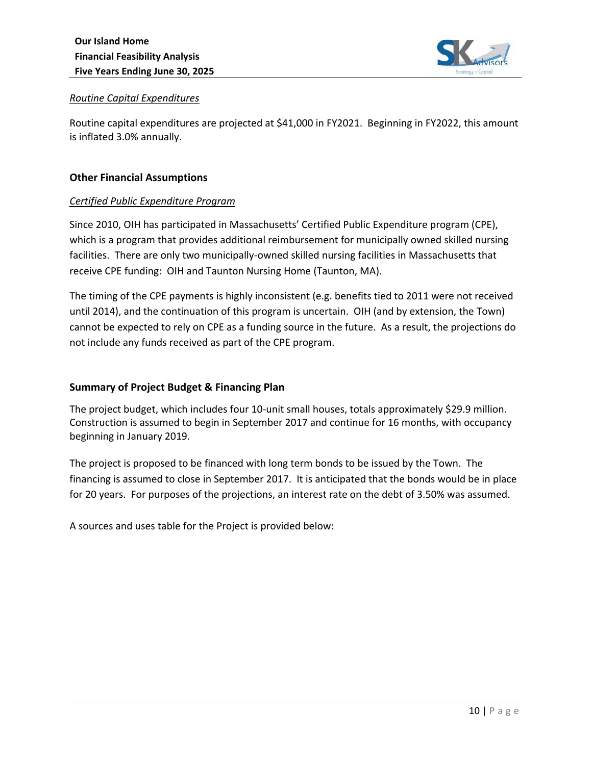*Routine Capital Expenditures*

Routine capital expenditures are projected at $41,000 in FY2021. Beginning in FY2022, this amount is inflated 3.0% annually.

## Other Financial Assumptions

*Certified Public Expenditure Program*

Since 2010, OIH has participated in Massachusetts' Certified Public Expenditure program (CPE), which is a program that provides additional reimbursement for municipally owned skilled nursing facilities. There are only two municipally-owned skilled nursing facilities in Massachusetts that receive CPE funding: OIH and Taunton Nursing Home (Taunton, MA).

The timing of the CPE payments is highly inconsistent (e.g. benefits tied to 2011 were not received until 2014), and the continuation of this program is uncertain. OIH (and by extension, the Town) cannot be expected to rely on CPE as a funding source in the future. As a result, the projections do not include any funds received as part of the CPE program.

## Summary of Project Budget & Financing Plan

The project budget, which includes four 10-unit small houses, totals approximately $29.9 million. Construction is assumed to begin in September 2017 and continue for 16 months, with occupancy beginning in January 2019.

The project is proposed to be financed with long term bonds to be issued by the Town. The financing is assumed to close in September 2017. It is anticipated that the bonds would be in place for 20 years. For purposes of the projections, an interest rate on the debt of 3.50% was assumed.

A sources and uses table for the Project is provided below: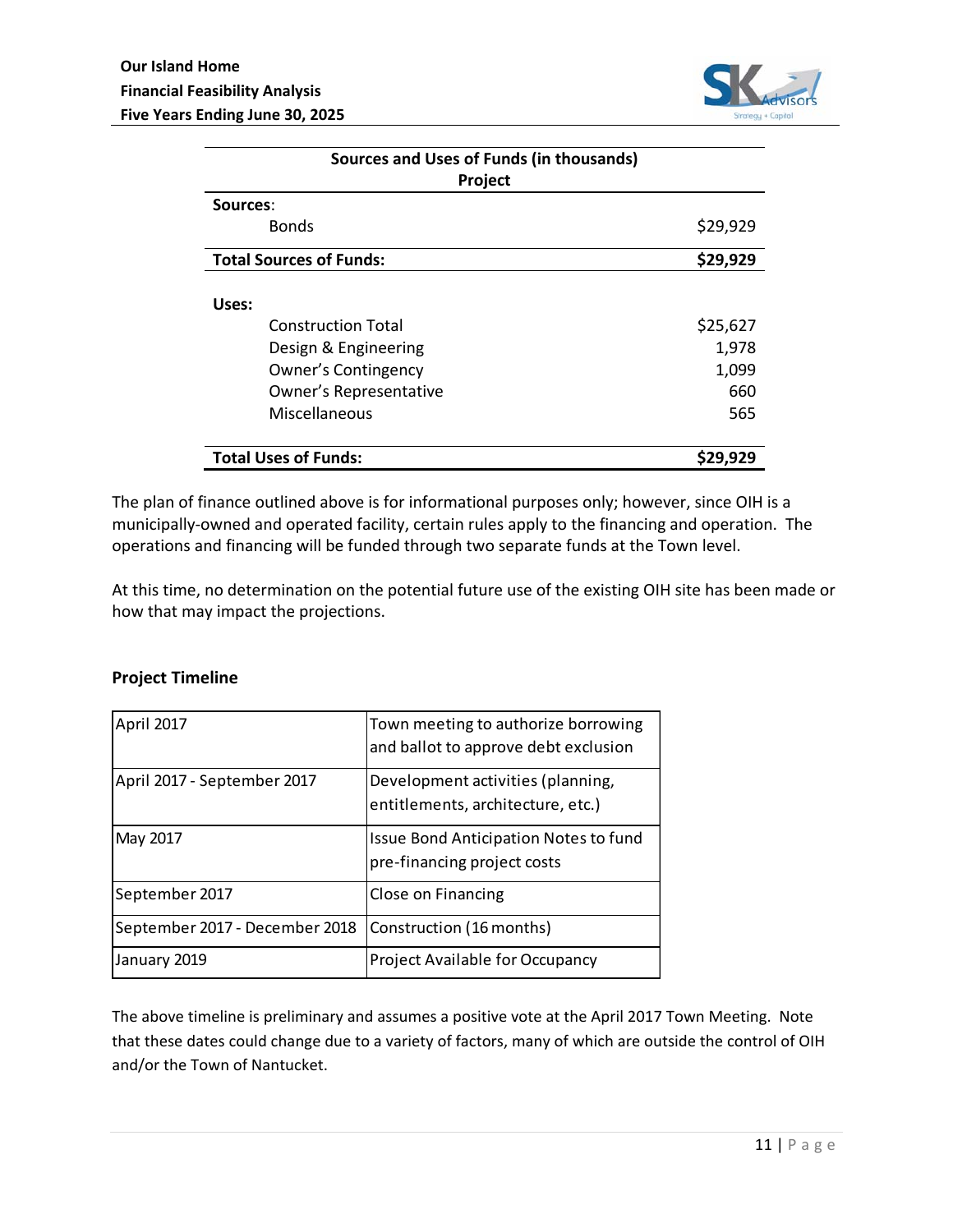| Sources and Uses of Funds (in thousands) Project | |
|---|---|
| **Sources**: | |
| Bonds | $29,929 |
| **Total Sources of Funds:** | **$29,929** |
| | |
| **Uses:** | |
| Construction Total | $25,627 |
| Design & Engineering | 1,978 |
| Owner's Contingency | 1,099 |
| Owner's Representative | 660 |
| Miscellaneous | 565 |
| **Total Uses of Funds:** | **$29,929** |

The plan of finance outlined above is for informational purposes only; however, since OIH is a municipally-owned and operated facility, certain rules apply to the financing and operation. The operations and financing will be funded through two separate funds at the Town level.

At this time, no determination on the potential future use of the existing OIH site has been made or how that may impact the projections.

### Project Timeline

| Date | Activity |
|---|---|
| April 2017 | Town meeting to authorize borrowing and ballot to approve debt exclusion |
| April 2017 - September 2017 | Development activities (planning, entitlements, architecture, etc.) |
| May 2017 | Issue Bond Anticipation Notes to fund pre-financing project costs |
| September 2017 | Close on Financing |
| September 2017 - December 2018 | Construction (16 months) |
| January 2019 | Project Available for Occupancy |

The above timeline is preliminary and assumes a positive vote at the April 2017 Town Meeting. Note that these dates could change due to a variety of factors, many of which are outside the control of OIH and/or the Town of Nantucket.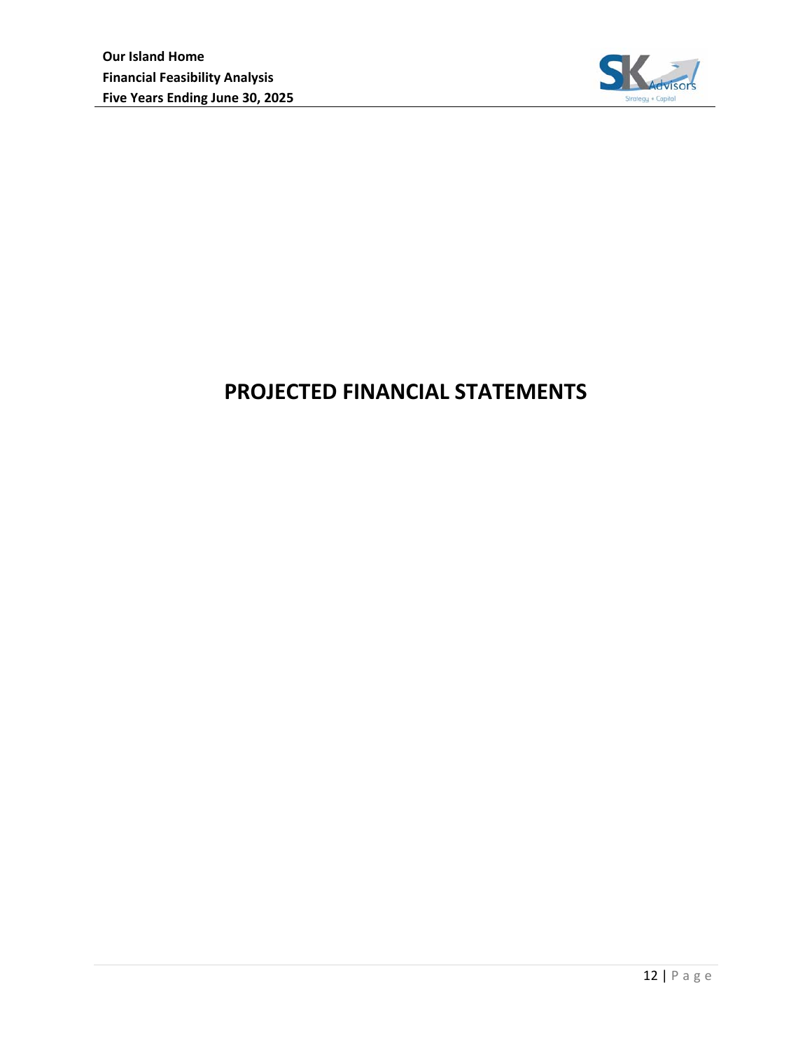# PROJECTED FINANCIAL STATEMENTS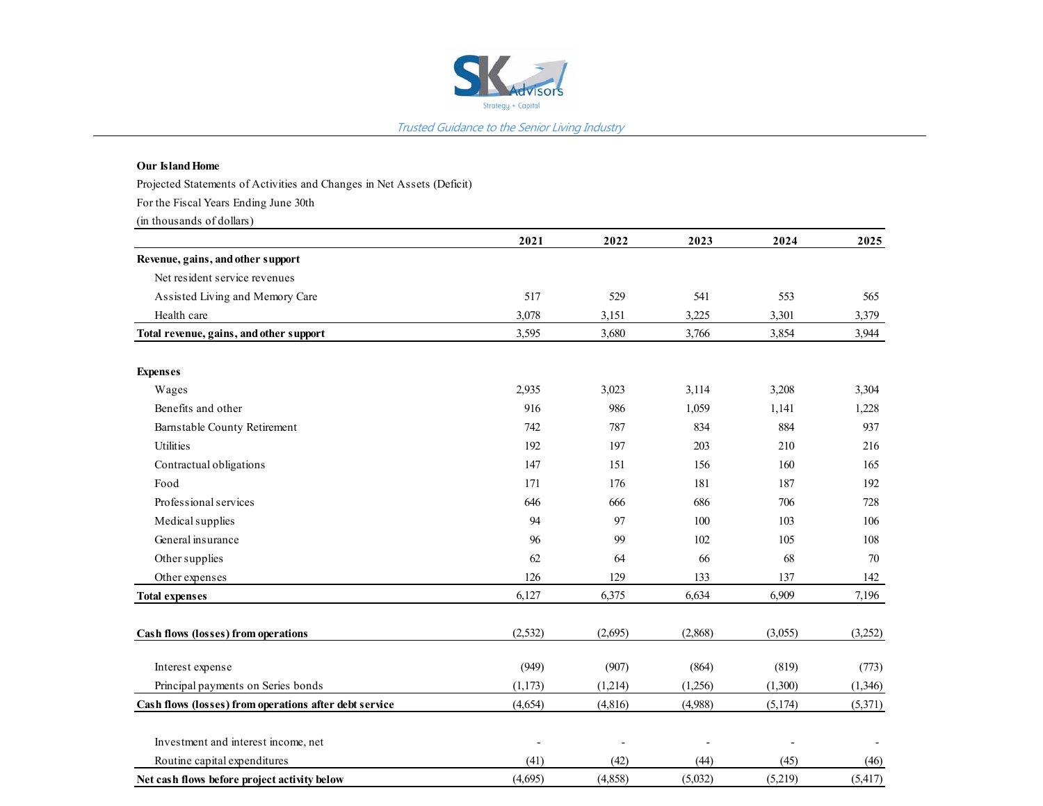SK Advisors
Strategy + Capital

*Trusted Guidance to the Senior Living Industry*

**Our Island Home**

Projected Statements of Activities and Changes in Net Assets (Deficit)

For the Fiscal Years Ending June 30th

(in thousands of dollars)

| | 2021 | 2022 | 2023 | 2024 | 2025 |
|---|---|---|---|---|---|
| **Revenue, gains, and other support** | | | | | |
| Net resident service revenues | | | | | |
| Assisted Living and Memory Care | 517 | 529 | 541 | 553 | 565 |
| Health care | 3,078 | 3,151 | 3,225 | 3,301 | 3,379 |
| **Total revenue, gains, and other support** | 3,595 | 3,680 | 3,766 | 3,854 | 3,944 |
| | | | | | |
| **Expenses** | | | | | |
| Wages | 2,935 | 3,023 | 3,114 | 3,208 | 3,304 |
| Benefits and other | 916 | 986 | 1,059 | 1,141 | 1,228 |
| Barnstable County Retirement | 742 | 787 | 834 | 884 | 937 |
| Utilities | 192 | 197 | 203 | 210 | 216 |
| Contractual obligations | 147 | 151 | 156 | 160 | 165 |
| Food | 171 | 176 | 181 | 187 | 192 |
| Professional services | 646 | 666 | 686 | 706 | 728 |
| Medical supplies | 94 | 97 | 100 | 103 | 106 |
| General insurance | 96 | 99 | 102 | 105 | 108 |
| Other supplies | 62 | 64 | 66 | 68 | 70 |
| Other expenses | 126 | 129 | 133 | 137 | 142 |
| **Total expenses** | 6,127 | 6,375 | 6,634 | 6,909 | 7,196 |
| | | | | | |
| **Cash flows (losses) from operations** | (2,532) | (2,695) | (2,868) | (3,055) | (3,252) |
| | | | | | |
| Interest expense | (949) | (907) | (864) | (819) | (773) |
| Principal payments on Series bonds | (1,173) | (1,214) | (1,256) | (1,300) | (1,346) |
| **Cash flows (losses) from operations after debt service** | (4,654) | (4,816) | (4,988) | (5,174) | (5,371) |
| | | | | | |
| Investment and interest income, net | - | - | - | - | - |
| Routine capital expenditures | (41) | (42) | (44) | (45) | (46) |
| **Net cash flows before project activity below** | (4,695) | (4,858) | (5,032) | (5,219) | (5,417) |